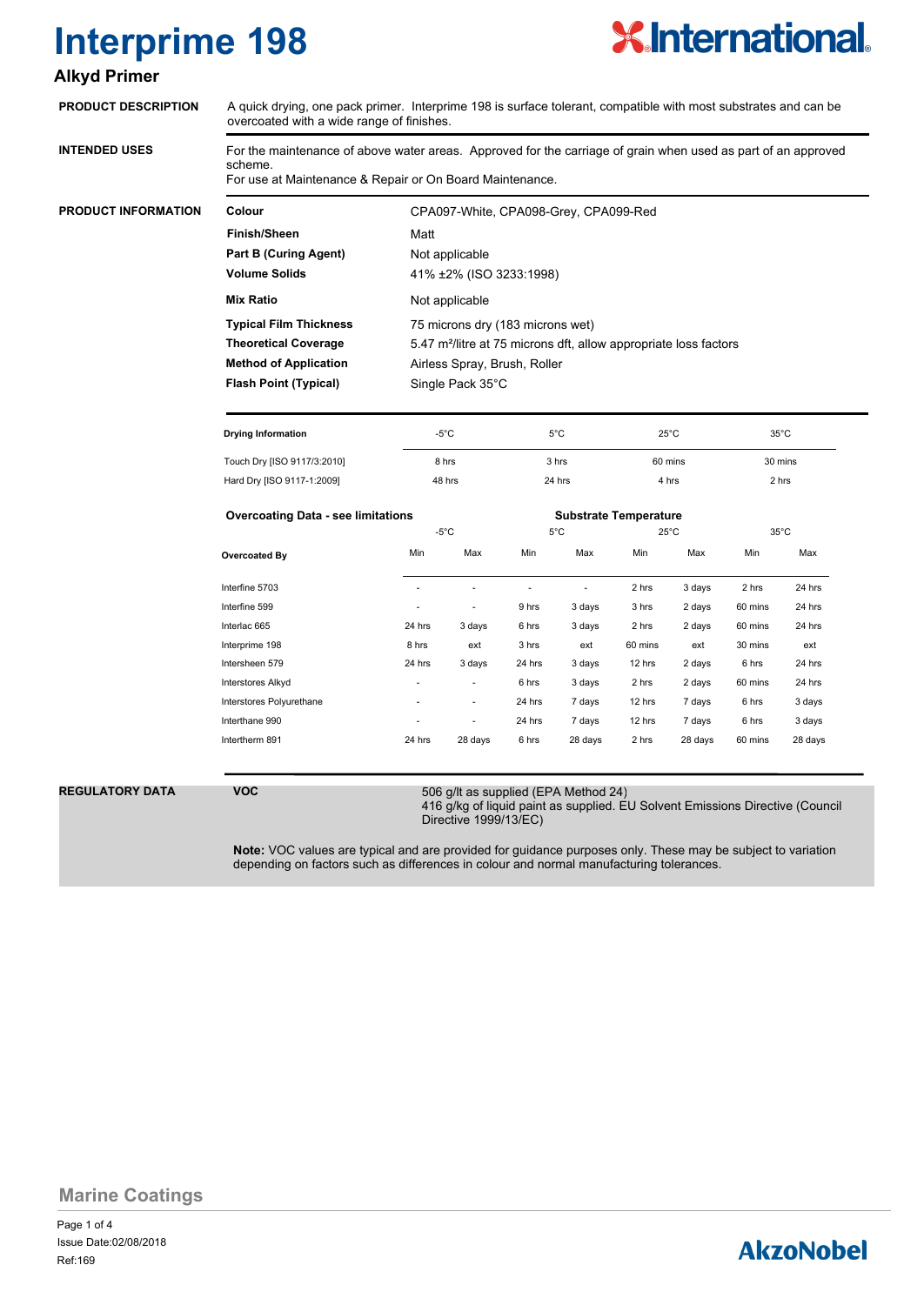# Interprime 198

## Alkyd Primer

**PRODUCT DESCRIPTION**

A quick drying, one pack primer. Interprime 198 is surface tolerant, compatible with most substrates and can be overcoated with a wide range of finishes.

**INTENDED USES**

For the maintenance of above water areas. Approved for the carriage of grain when used as part of an approved scheme.
For use at Maintenance & Repair or On Board Maintenance.

**PRODUCT INFORMATION**

| | |
|---|---|
| **Colour** | CPA097-White, CPA098-Grey, CPA099-Red |
| **Finish/Sheen** | Matt |
| **Part B (Curing Agent)** | Not applicable |
| **Volume Solids** | 41% ±2% (ISO 3233:1998) |
| **Mix Ratio** | Not applicable |
| **Typical Film Thickness** | 75 microns dry (183 microns wet) |
| **Theoretical Coverage** | 5.47 m²/litre at 75 microns dft, allow appropriate loss factors |
| **Method of Application** | Airless Spray, Brush, Roller |
| **Flash Point (Typical)** | Single Pack 35°C |

| Drying Information | -5°C | 5°C | 25°C | 35°C |
|---|---|---|---|---|
| Touch Dry [ISO 9117/3:2010] | 8 hrs | 3 hrs | 60 mins | 30 mins |
| Hard Dry [ISO 9117-1:2009] | 48 hrs | 24 hrs | 4 hrs | 2 hrs |

**Overcoating Data - see limitations** — **Substrate Temperature**

| | -5°C | | 5°C | | 25°C | | 35°C | |
|---|---|---|---|---|---|---|---|---|
| **Overcoated By** | Min | Max | Min | Max | Min | Max | Min | Max |
| Interfine 5703 | - | - | - | - | 2 hrs | 3 days | 2 hrs | 24 hrs |
| Interfine 599 | - | - | 9 hrs | 3 days | 3 hrs | 2 days | 60 mins | 24 hrs |
| Interlac 665 | 24 hrs | 3 days | 6 hrs | 3 days | 2 hrs | 2 days | 60 mins | 24 hrs |
| Interprime 198 | 8 hrs | ext | 3 hrs | ext | 60 mins | ext | 30 mins | ext |
| Intersheen 579 | 24 hrs | 3 days | 24 hrs | 3 days | 12 hrs | 2 days | 6 hrs | 24 hrs |
| Interstores Alkyd | - | - | 6 hrs | 3 days | 2 hrs | 2 days | 60 mins | 24 hrs |
| Interstores Polyurethane | - | - | 24 hrs | 7 days | 12 hrs | 7 days | 6 hrs | 3 days |
| Interthane 990 | - | - | 24 hrs | 7 days | 12 hrs | 7 days | 6 hrs | 3 days |
| Intertherm 891 | 24 hrs | 28 days | 6 hrs | 28 days | 2 hrs | 28 days | 60 mins | 28 days |

**REGULATORY DATA**

**VOC**

506 g/lt as supplied (EPA Method 24)
416 g/kg of liquid paint as supplied. EU Solvent Emissions Directive (Council Directive 1999/13/EC)

**Note:** VOC values are typical and are provided for guidance purposes only. These may be subject to variation depending on factors such as differences in colour and normal manufacturing tolerances.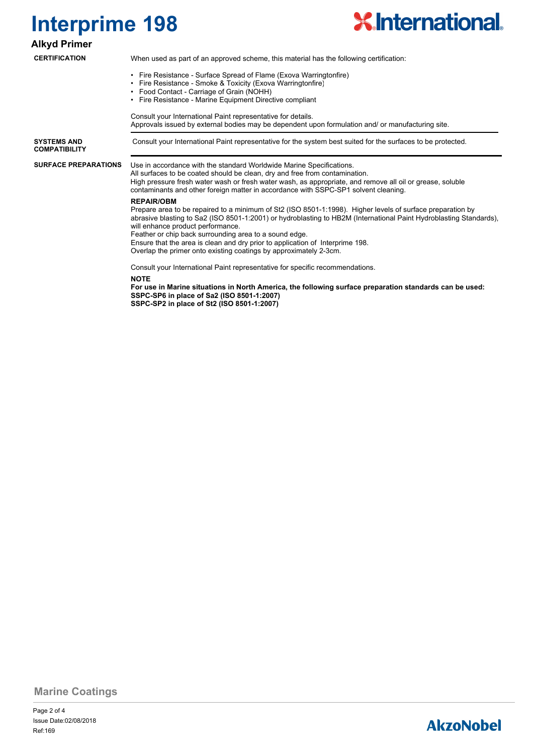# Interprime 198

## Alkyd Primer

**CERTIFICATION**

When used as part of an approved scheme, this material has the following certification:

- Fire Resistance - Surface Spread of Flame (Exova Warringtonfire)
- Fire Resistance - Smoke & Toxicity (Exova Warringtonfire)
- Food Contact - Carriage of Grain (NOHH)
- Fire Resistance - Marine Equipment Directive compliant

Consult your International Paint representative for details.
Approvals issued by external bodies may be dependent upon formulation and/ or manufacturing site.

**SYSTEMS AND COMPATIBILITY**

Consult your International Paint representative for the system best suited for the surfaces to be protected.

**SURFACE PREPARATIONS**

Use in accordance with the standard Worldwide Marine Specifications.
All surfaces to be coated should be clean, dry and free from contamination.
High pressure fresh water wash or fresh water wash, as appropriate, and remove all oil or grease, soluble contaminants and other foreign matter in accordance with SSPC-SP1 solvent cleaning.

**REPAIR/OBM**

Prepare area to be repaired to a minimum of St2 (ISO 8501-1:1998). Higher levels of surface preparation by abrasive blasting to Sa2 (ISO 8501-1:2001) or hydroblasting to HB2M (International Paint Hydroblasting Standards), will enhance product performance.
Feather or chip back surrounding area to a sound edge.
Ensure that the area is clean and dry prior to application of Interprime 198.
Overlap the primer onto existing coatings by approximately 2-3cm.

Consult your International Paint representative for specific recommendations.

**NOTE**

**For use in Marine situations in North America, the following surface preparation standards can be used:**
**SSPC-SP6 in place of Sa2 (ISO 8501-1:2007)**
**SSPC-SP2 in place of St2 (ISO 8501-1:2007)**

Marine Coatings

Issue Date:02/08/2018
Ref:169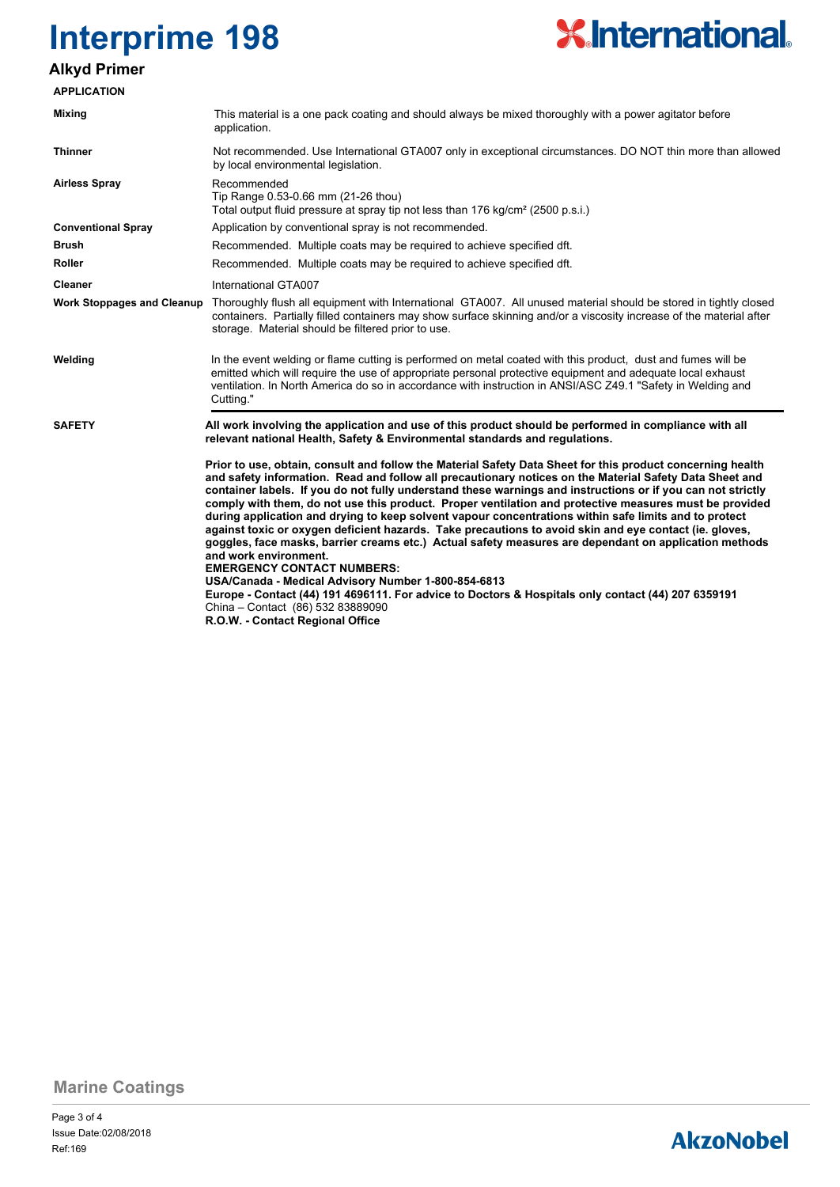# Interprime 198

## Alkyd Primer

### APPLICATION

| | |
|---|---|
| **Mixing** | This material is a one pack coating and should always be mixed thoroughly with a power agitator before application. |
| **Thinner** | Not recommended. Use International GTA007 only in exceptional circumstances. DO NOT thin more than allowed by local environmental legislation. |
| **Airless Spray** | Recommended<br>Tip Range 0.53-0.66 mm (21-26 thou)<br>Total output fluid pressure at spray tip not less than 176 kg/cm² (2500 p.s.i.) |
| **Conventional Spray** | Application by conventional spray is not recommended. |
| **Brush** | Recommended. Multiple coats may be required to achieve specified dft. |
| **Roller** | Recommended. Multiple coats may be required to achieve specified dft. |
| **Cleaner** | International GTA007 |
| **Work Stoppages and Cleanup** | Thoroughly flush all equipment with International GTA007. All unused material should be stored in tightly closed containers. Partially filled containers may show surface skinning and/or a viscosity increase of the material after storage. Material should be filtered prior to use. |
| **Welding** | In the event welding or flame cutting is performed on metal coated with this product, dust and fumes will be emitted which will require the use of appropriate personal protective equipment and adequate local exhaust ventilation. In North America do so in accordance with instruction in ANSI/ASC Z49.1 "Safety in Welding and Cutting." |

### SAFETY

**All work involving the application and use of this product should be performed in compliance with all relevant national Health, Safety & Environmental standards and regulations.**

**Prior to use, obtain, consult and follow the Material Safety Data Sheet for this product concerning health and safety information. Read and follow all precautionary notices on the Material Safety Data Sheet and container labels. If you do not fully understand these warnings and instructions or if you can not strictly comply with them, do not use this product. Proper ventilation and protective measures must be provided during application and drying to keep solvent vapour concentrations within safe limits and to protect against toxic or oxygen deficient hazards. Take precautions to avoid skin and eye contact (ie. gloves, goggles, face masks, barrier creams etc.) Actual safety measures are dependant on application methods and work environment.**

**EMERGENCY CONTACT NUMBERS:**
**USA/Canada - Medical Advisory Number 1-800-854-6813**
**Europe - Contact (44) 191 4696111. For advice to Doctors & Hospitals only contact (44) 207 6359191**
China – Contact (86) 532 83889090
**R.O.W. - Contact Regional Office**

Marine Coatings

Issue Date:02/08/2018
Ref:169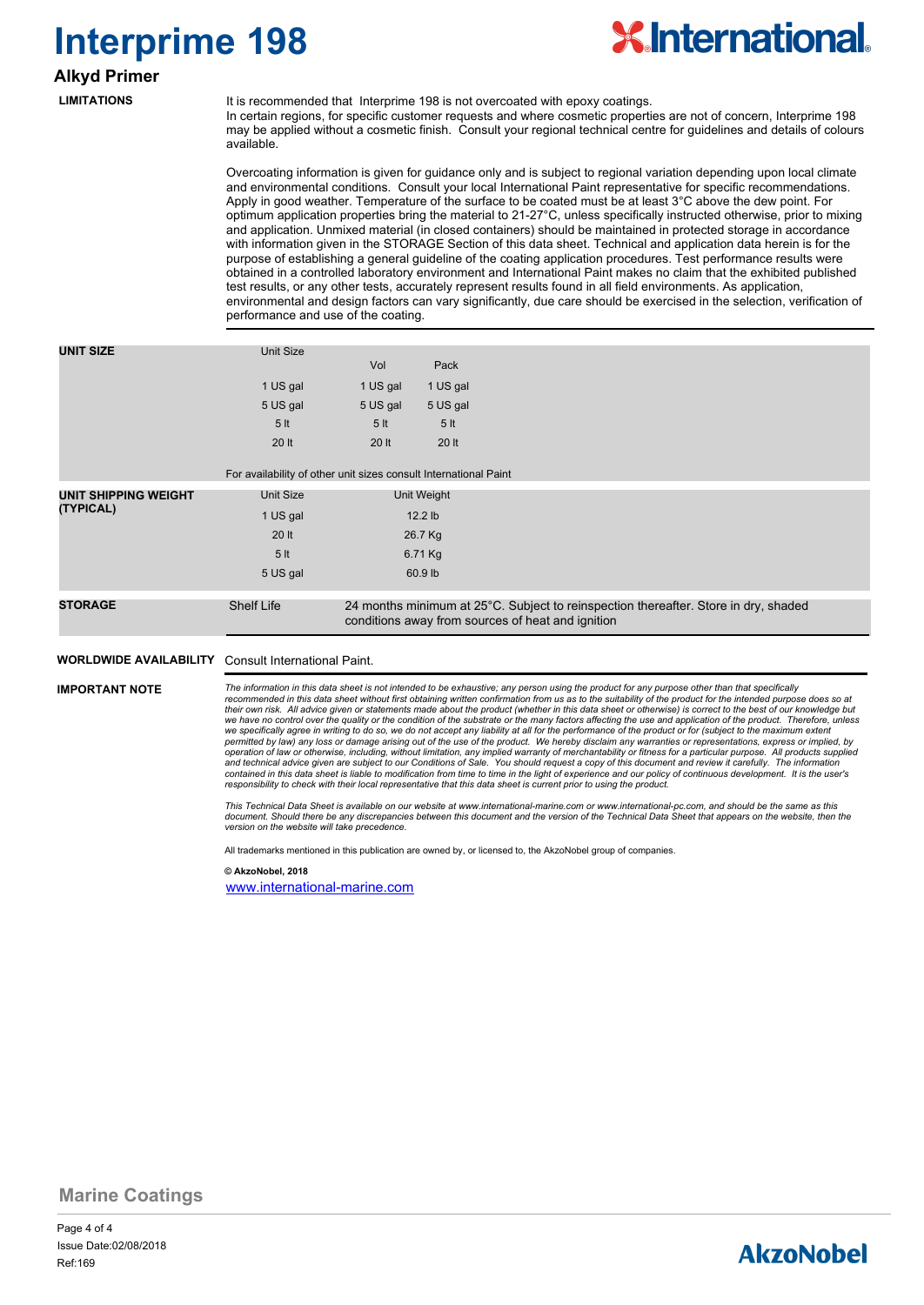# Interprime 198

## Alkyd Primer

**LIMITATIONS**

It is recommended that Interprime 198 is not overcoated with epoxy coatings.
In certain regions, for specific customer requests and where cosmetic properties are not of concern, Interprime 198 may be applied without a cosmetic finish. Consult your regional technical centre for guidelines and details of colours available.

Overcoating information is given for guidance only and is subject to regional variation depending upon local climate and environmental conditions. Consult your local International Paint representative for specific recommendations. Apply in good weather. Temperature of the surface to be coated must be at least 3°C above the dew point. For optimum application properties bring the material to 21-27°C, unless specifically instructed otherwise, prior to mixing and application. Unmixed material (in closed containers) should be maintained in protected storage in accordance with information given in the STORAGE Section of this data sheet. Technical and application data herein is for the purpose of establishing a general guideline of the coating application procedures. Test performance results were obtained in a controlled laboratory environment and International Paint makes no claim that the exhibited published test results, or any other tests, accurately represent results found in all field environments. As application, environmental and design factors can vary significantly, due care should be exercised in the selection, verification of performance and use of the coating.

**UNIT SIZE**

| Unit Size | Vol | Pack |
|---|---|---|
| 1 US gal | 1 US gal | 1 US gal |
| 5 US gal | 5 US gal | 5 US gal |
| 5 lt | 5 lt | 5 lt |
| 20 lt | 20 lt | 20 lt |

For availability of other unit sizes consult International Paint

**UNIT SHIPPING WEIGHT (TYPICAL)**

| Unit Size | Unit Weight |
|---|---|
| 1 US gal | 12.2 lb |
| 20 lt | 26.7 Kg |
| 5 lt | 6.71 Kg |
| 5 US gal | 60.9 lb |

**STORAGE**

Shelf Life: 24 months minimum at 25°C. Subject to reinspection thereafter. Store in dry, shaded conditions away from sources of heat and ignition

**WORLDWIDE AVAILABILITY** Consult International Paint.

**IMPORTANT NOTE**

*The information in this data sheet is not intended to be exhaustive; any person using the product for any purpose other than that specifically recommended in this data sheet without first obtaining written confirmation from us as to the suitability of the product for the intended purpose does so at their own risk. All advice given or statements made about the product (whether in this data sheet or otherwise) is correct to the best of our knowledge but we have no control over the quality or the condition of the substrate or the many factors affecting the use and application of the product. Therefore, unless we specifically agree in writing to do so, we do not accept any liability at all for the performance of the product or for (subject to the maximum extent permitted by law) any loss or damage arising out of the use of the product. We hereby disclaim any warranties or representations, express or implied, by operation of law or otherwise, including, without limitation, any implied warranty of merchantability or fitness for a particular purpose. All products supplied and technical advice given are subject to our Conditions of Sale. You should request a copy of this document and review it carefully. The information contained in this data sheet is liable to modification from time to time in the light of experience and our policy of continuous development. It is the user's responsibility to check with their local representative that this data sheet is current prior to using the product.*

*This Technical Data Sheet is available on our website at www.international-marine.com or www.international-pc.com, and should be the same as this document. Should there be any discrepancies between this document and the version of the Technical Data Sheet that appears on the website, then the version on the website will take precedence.*

All trademarks mentioned in this publication are owned by, or licensed to, the AkzoNobel group of companies.

**© AkzoNobel, 2018**

www.international-marine.com

Marine Coatings

Issue Date:02/08/2018
Ref:169